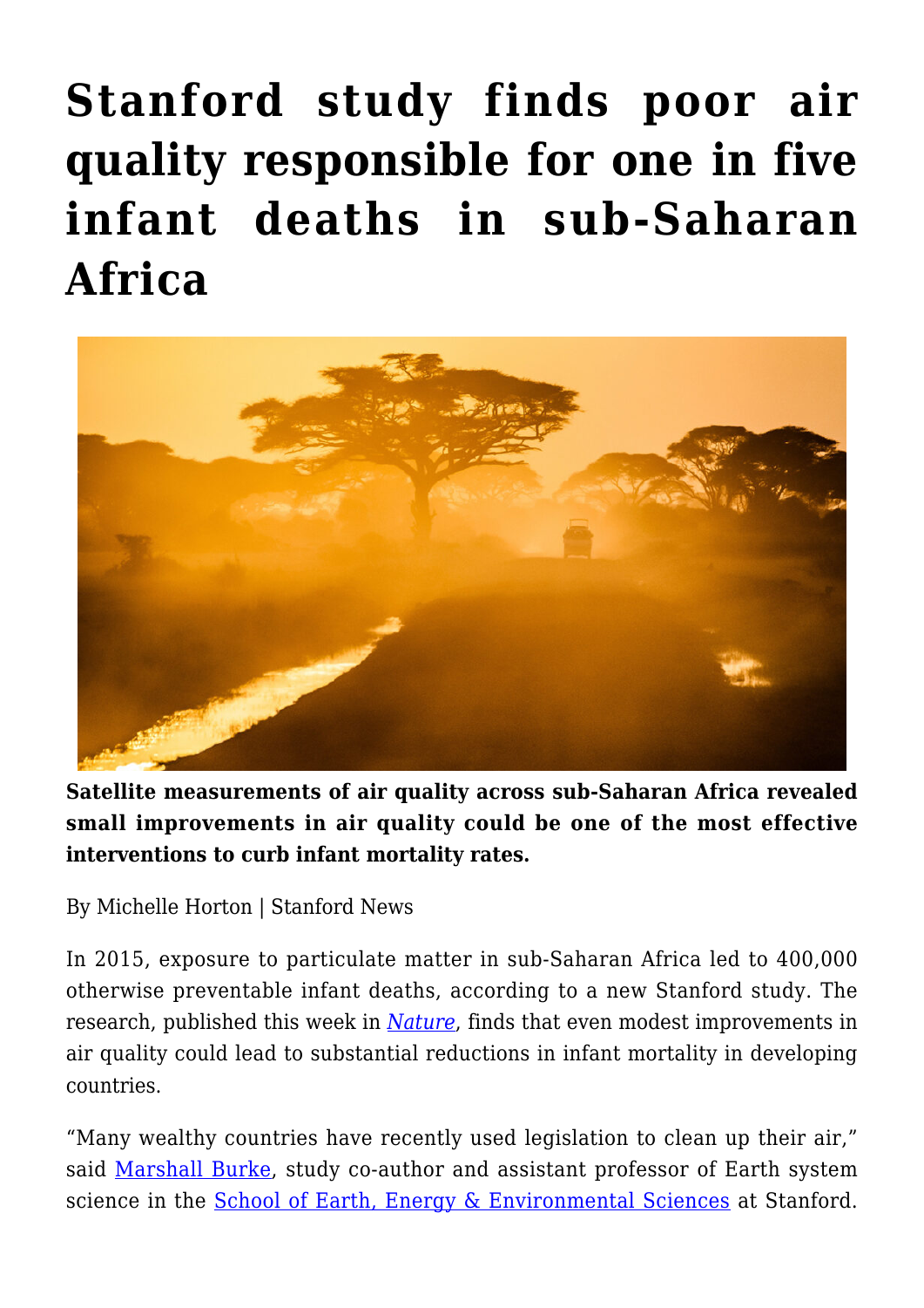# Stanford study finds poor air quality responsible for one in five infant deaths in sub-Saharan Africa

**Satellite measurements of air quality across sub-Saharan Africa revealed small improvements in air quality could be one of the most effective interventions to curb infant mortality rates.**

By Michelle Horton | Stanford News

In 2015, exposure to particulate matter in sub-Saharan Africa led to 400,000 otherwise preventable infant deaths, according to a new Stanford study. The research, published this week in *Nature*, finds that even modest improvements in air quality could lead to substantial reductions in infant mortality in developing countries.

"Many wealthy countries have recently used legislation to clean up their air," said Marshall Burke, study co-author and assistant professor of Earth system science in the School of Earth, Energy & Environmental Sciences at Stanford.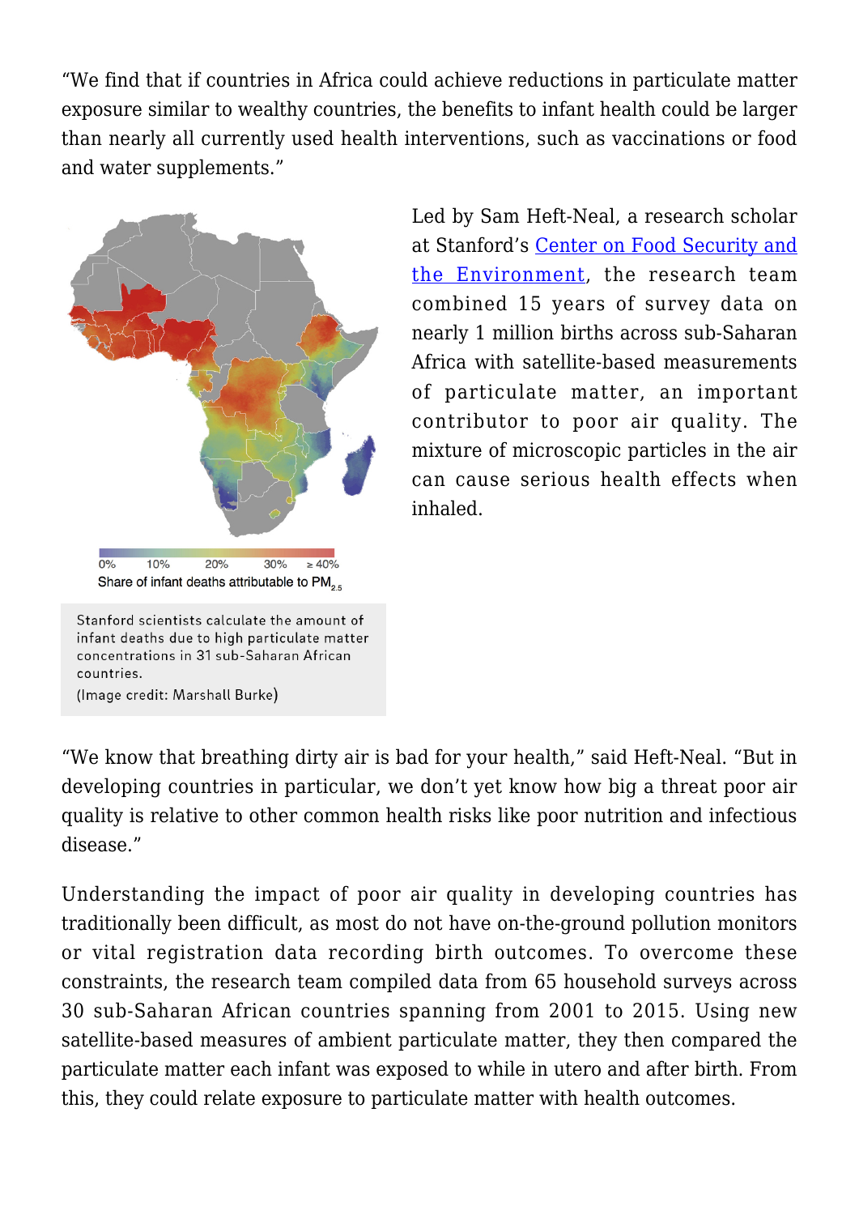"We find that if countries in Africa could achieve reductions in particulate matter exposure similar to wealthy countries, the benefits to infant health could be larger than nearly all currently used health interventions, such as vaccinations or food and water supplements."

0% 10% 20% 30% ≥ 40%

Share of infant deaths attributable to $PM_{2.5}$

Stanford scientists calculate the amount of infant deaths due to high particulate matter concentrations in 31 sub-Saharan African countries.
(Image credit: Marshall Burke)

Led by Sam Heft-Neal, a research scholar at Stanford's Center on Food Security and the Environment, the research team combined 15 years of survey data on nearly 1 million births across sub-Saharan Africa with satellite-based measurements of particulate matter, an important contributor to poor air quality. The mixture of microscopic particles in the air can cause serious health effects when inhaled.

"We know that breathing dirty air is bad for your health," said Heft-Neal. "But in developing countries in particular, we don't yet know how big a threat poor air quality is relative to other common health risks like poor nutrition and infectious disease."

Understanding the impact of poor air quality in developing countries has traditionally been difficult, as most do not have on-the-ground pollution monitors or vital registration data recording birth outcomes. To overcome these constraints, the research team compiled data from 65 household surveys across 30 sub-Saharan African countries spanning from 2001 to 2015. Using new satellite-based measures of ambient particulate matter, they then compared the particulate matter each infant was exposed to while in utero and after birth. From this, they could relate exposure to particulate matter with health outcomes.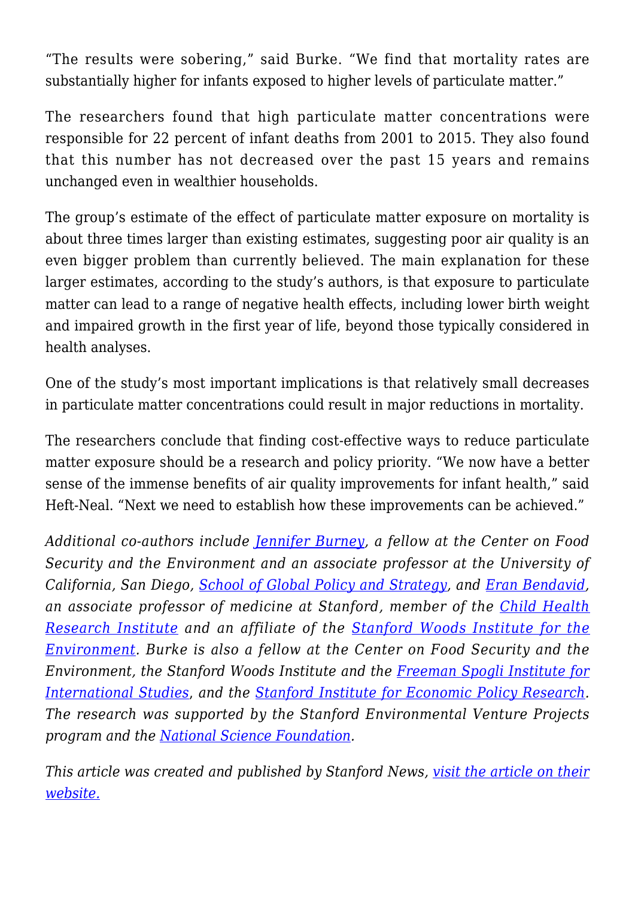"The results were sobering," said Burke. "We find that mortality rates are substantially higher for infants exposed to higher levels of particulate matter."

The researchers found that high particulate matter concentrations were responsible for 22 percent of infant deaths from 2001 to 2015. They also found that this number has not decreased over the past 15 years and remains unchanged even in wealthier households.

The group's estimate of the effect of particulate matter exposure on mortality is about three times larger than existing estimates, suggesting poor air quality is an even bigger problem than currently believed. The main explanation for these larger estimates, according to the study's authors, is that exposure to particulate matter can lead to a range of negative health effects, including lower birth weight and impaired growth in the first year of life, beyond those typically considered in health analyses.

One of the study's most important implications is that relatively small decreases in particulate matter concentrations could result in major reductions in mortality.

The researchers conclude that finding cost-effective ways to reduce particulate matter exposure should be a research and policy priority. "We now have a better sense of the immense benefits of air quality improvements for infant health," said Heft-Neal. "Next we need to establish how these improvements can be achieved."

*Additional co-authors include [Jennifer Burney], a fellow at the Center on Food Security and the Environment and an associate professor at the University of California, San Diego, [School of Global Policy and Strategy], and [Eran Bendavid], an associate professor of medicine at Stanford, member of the [Child Health Research Institute] and an affiliate of the [Stanford Woods Institute for the Environment]. Burke is also a fellow at the Center on Food Security and the Environment, the Stanford Woods Institute and the [Freeman Spogli Institute for International Studies], and the [Stanford Institute for Economic Policy Research]. The research was supported by the Stanford Environmental Venture Projects program and the [National Science Foundation].*

*This article was created and published by Stanford News, [visit the article on their website.]*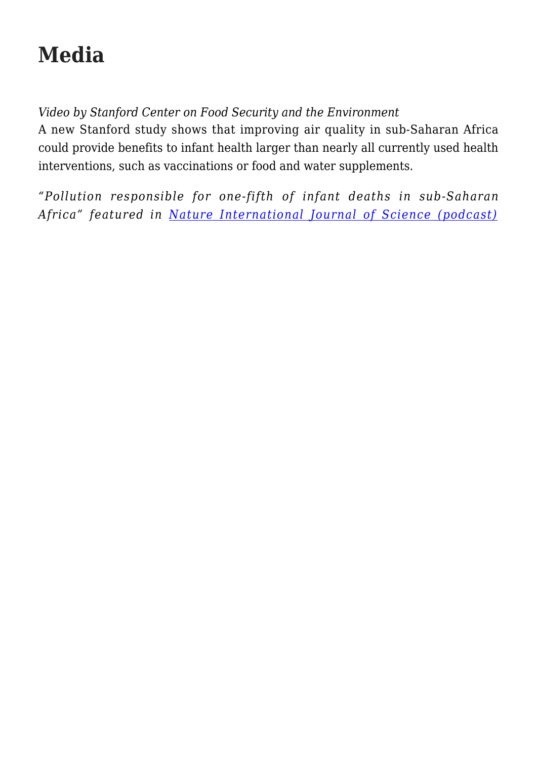# Media

*Video by Stanford Center on Food Security and the Environment*
A new Stanford study shows that improving air quality in sub-Saharan Africa could provide benefits to infant health larger than nearly all currently used health interventions, such as vaccinations or food and water supplements.

*"Pollution responsible for one-fifth of infant deaths in sub-Saharan Africa" featured in Nature International Journal of Science (podcast)*